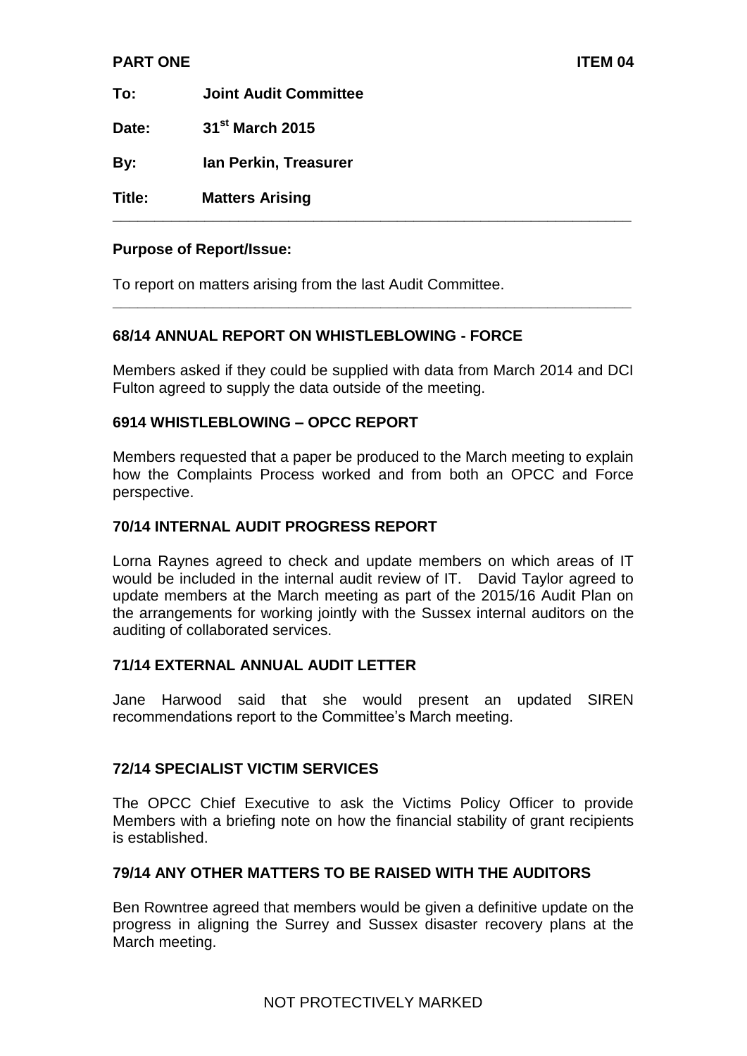**PART ONE** **ITEM 04**

**To:** **Joint Audit Committee**

**Date:** **31st March 2015**

**By:** **Ian Perkin, Treasurer**

**Title:** **Matters Arising**

---

**Purpose of Report/Issue:**

To report on matters arising from the last Audit Committee.

---

### 68/14 ANNUAL REPORT ON WHISTLEBLOWING - FORCE

Members asked if they could be supplied with data from March 2014 and DCI Fulton agreed to supply the data outside of the meeting.

### 6914 WHISTLEBLOWING – OPCC REPORT

Members requested that a paper be produced to the March meeting to explain how the Complaints Process worked and from both an OPCC and Force perspective.

### 70/14 INTERNAL AUDIT PROGRESS REPORT

Lorna Raynes agreed to check and update members on which areas of IT would be included in the internal audit review of IT. David Taylor agreed to update members at the March meeting as part of the 2015/16 Audit Plan on the arrangements for working jointly with the Sussex internal auditors on the auditing of collaborated services.

### 71/14 EXTERNAL ANNUAL AUDIT LETTER

Jane Harwood said that she would present an updated SIREN recommendations report to the Committee's March meeting.

### 72/14 SPECIALIST VICTIM SERVICES

The OPCC Chief Executive to ask the Victims Policy Officer to provide Members with a briefing note on how the financial stability of grant recipients is established.

### 79/14 ANY OTHER MATTERS TO BE RAISED WITH THE AUDITORS

Ben Rowntree agreed that members would be given a definitive update on the progress in aligning the Surrey and Sussex disaster recovery plans at the March meeting.

NOT PROTECTIVELY MARKED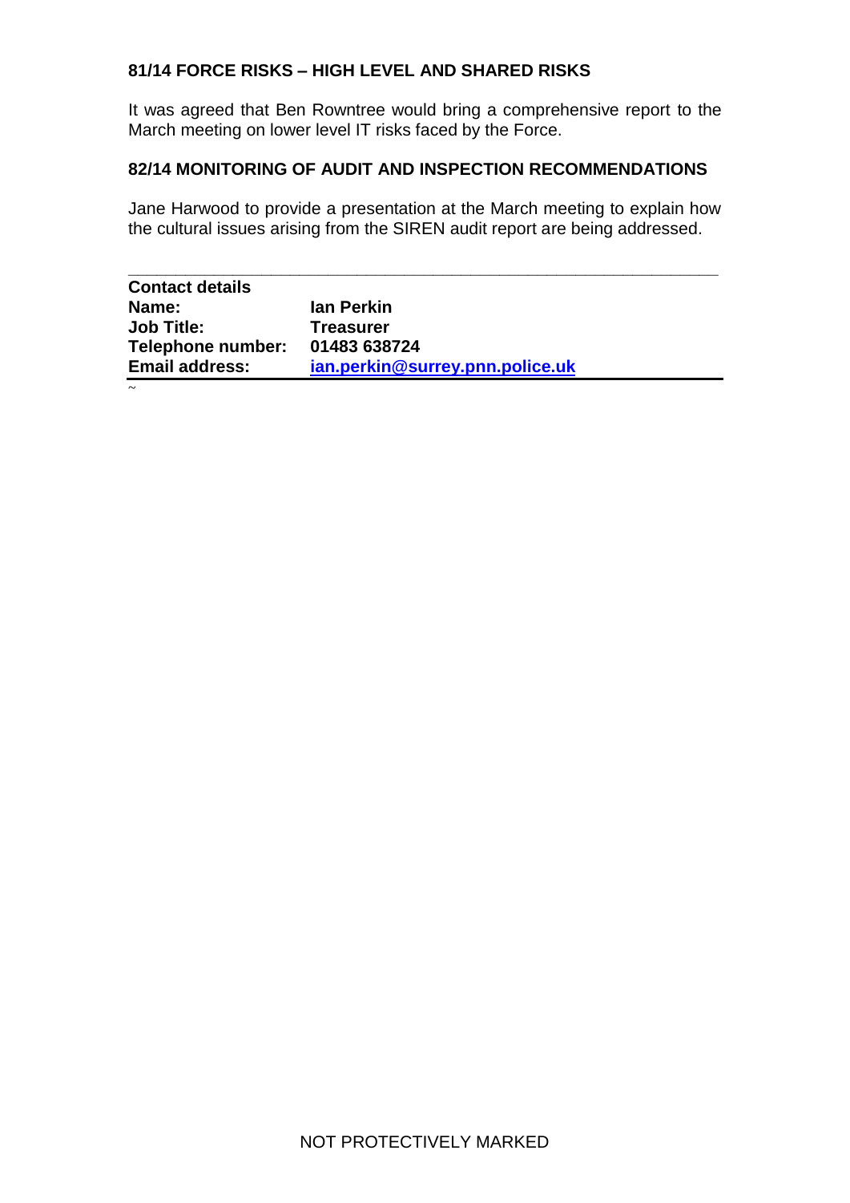### 81/14 FORCE RISKS – HIGH LEVEL AND SHARED RISKS

It was agreed that Ben Rowntree would bring a comprehensive report to the March meeting on lower level IT risks faced by the Force.

### 82/14 MONITORING OF AUDIT AND INSPECTION RECOMMENDATIONS

Jane Harwood to provide a presentation at the March meeting to explain how the cultural issues arising from the SIREN audit report are being addressed.

---

| | |
|---|---|
| **Contact details** | |
| **Name:** | **Ian Perkin** |
| **Job Title:** | **Treasurer** |
| **Telephone number:** | **01483 638724** |
| **Email address:** | **ian.perkin@surrey.pnn.police.uk** |

~

NOT PROTECTIVELY MARKED